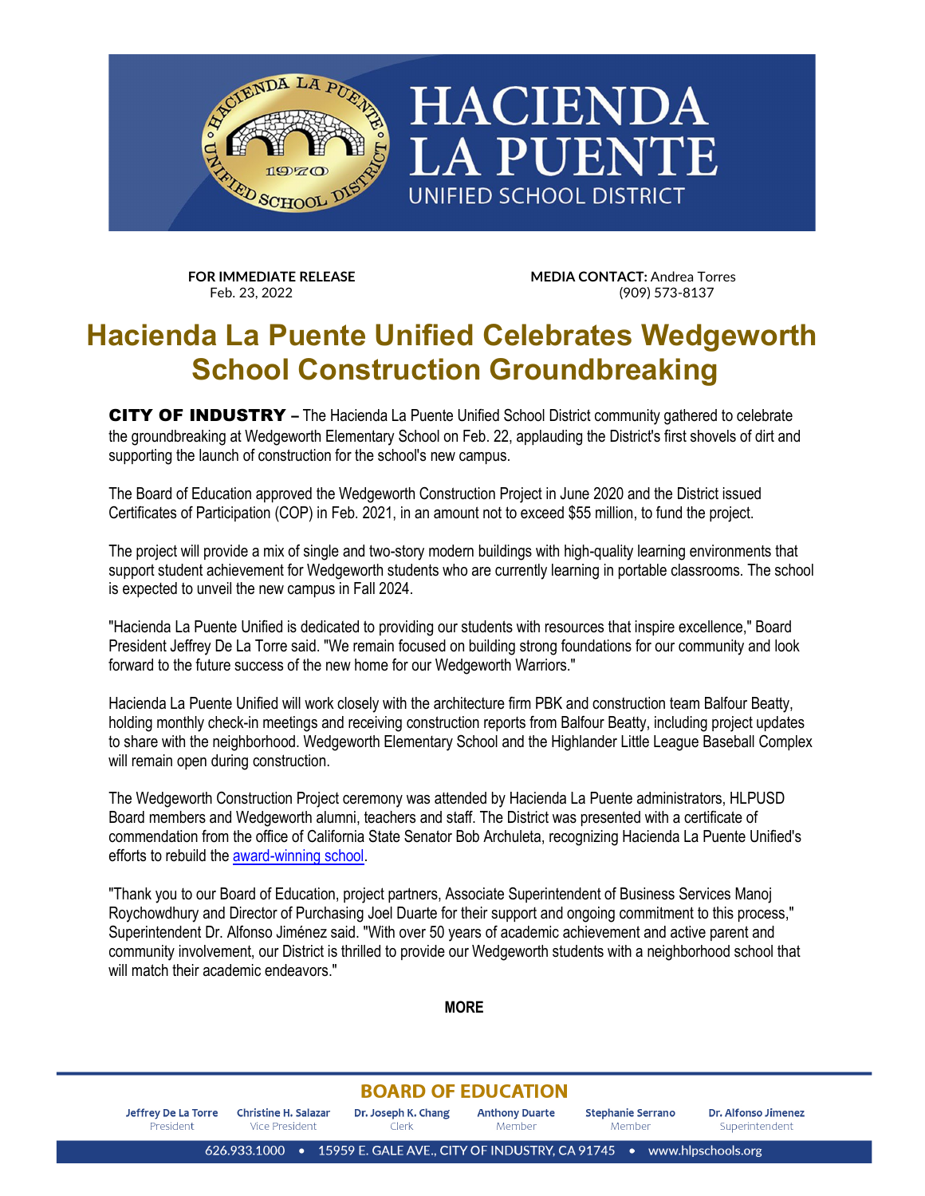# HACIENDA LA PUENTE

UNIFIED SCHOOL DISTRICT

**FOR IMMEDIATE RELEASE**
Feb. 23, 2022

**MEDIA CONTACT:** Andrea Torres
(909) 573-8137

# Hacienda La Puente Unified Celebrates Wedgeworth School Construction Groundbreaking

**CITY OF INDUSTRY –** The Hacienda La Puente Unified School District community gathered to celebrate the groundbreaking at Wedgeworth Elementary School on Feb. 22, applauding the District's first shovels of dirt and supporting the launch of construction for the school's new campus.

The Board of Education approved the Wedgeworth Construction Project in June 2020 and the District issued Certificates of Participation (COP) in Feb. 2021, in an amount not to exceed $55 million, to fund the project.

The project will provide a mix of single and two-story modern buildings with high-quality learning environments that support student achievement for Wedgeworth students who are currently learning in portable classrooms. The school is expected to unveil the new campus in Fall 2024.

"Hacienda La Puente Unified is dedicated to providing our students with resources that inspire excellence," Board President Jeffrey De La Torre said. "We remain focused on building strong foundations for our community and look forward to the future success of the new home for our Wedgeworth Warriors."

Hacienda La Puente Unified will work closely with the architecture firm PBK and construction team Balfour Beatty, holding monthly check-in meetings and receiving construction reports from Balfour Beatty, including project updates to share with the neighborhood. Wedgeworth Elementary School and the Highlander Little League Baseball Complex will remain open during construction.

The Wedgeworth Construction Project ceremony was attended by Hacienda La Puente administrators, HLPUSD Board members and Wedgeworth alumni, teachers and staff. The District was presented with a certificate of commendation from the office of California State Senator Bob Archuleta, recognizing Hacienda La Puente Unified's efforts to rebuild the award-winning school.

"Thank you to our Board of Education, project partners, Associate Superintendent of Business Services Manoj Roychowdhury and Director of Purchasing Joel Duarte for their support and ongoing commitment to this process," Superintendent Dr. Alfonso Jiménez said. "With over 50 years of academic achievement and active parent and community involvement, our District is thrilled to provide our Wedgeworth students with a neighborhood school that will match their academic endeavors."

**MORE**

**BOARD OF EDUCATION**

Jeffrey De La Torre, President • Christine H. Salazar, Vice President • Dr. Joseph K. Chang, Clerk • Anthony Duarte, Member • Stephanie Serrano, Member • Dr. Alfonso Jimenez, Superintendent

626.933.1000 • 15959 E. GALE AVE., CITY OF INDUSTRY, CA 91745 • www.hlpschools.org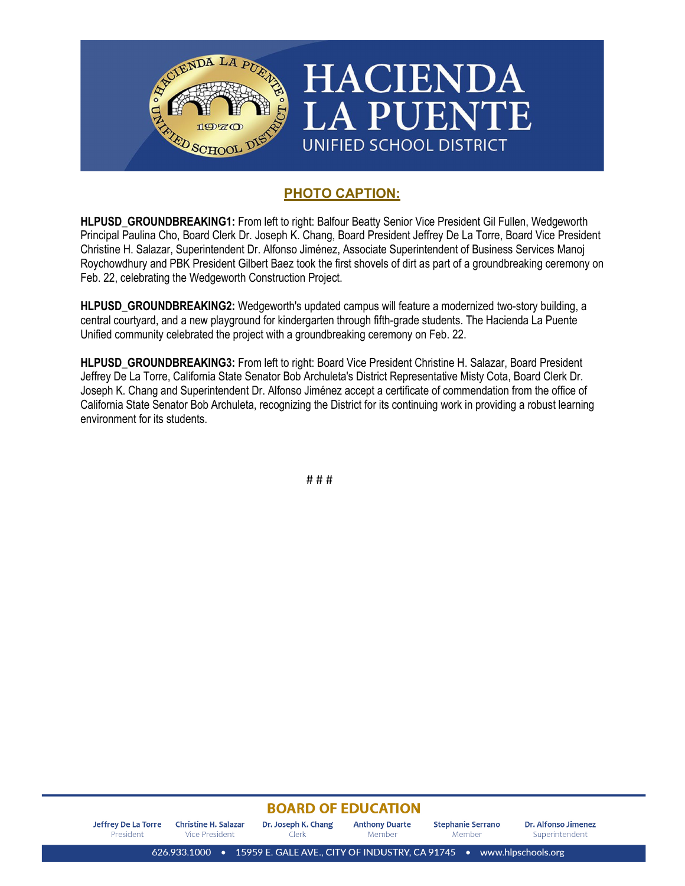# HACIENDA LA PUENTE

UNIFIED SCHOOL DISTRICT

## PHOTO CAPTION:

**HLPUSD_GROUNDBREAKING1:** From left to right: Balfour Beatty Senior Vice President Gil Fullen, Wedgeworth Principal Paulina Cho, Board Clerk Dr. Joseph K. Chang, Board President Jeffrey De La Torre, Board Vice President Christine H. Salazar, Superintendent Dr. Alfonso Jiménez, Associate Superintendent of Business Services Manoj Roychowdhury and PBK President Gilbert Baez took the first shovels of dirt as part of a groundbreaking ceremony on Feb. 22, celebrating the Wedgeworth Construction Project.

**HLPUSD_GROUNDBREAKING2:** Wedgeworth's updated campus will feature a modernized two-story building, a central courtyard, and a new playground for kindergarten through fifth-grade students. The Hacienda La Puente Unified community celebrated the project with a groundbreaking ceremony on Feb. 22.

**HLPUSD_GROUNDBREAKING3:** From left to right: Board Vice President Christine H. Salazar, Board President Jeffrey De La Torre, California State Senator Bob Archuleta's District Representative Misty Cota, Board Clerk Dr. Joseph K. Chang and Superintendent Dr. Alfonso Jiménez accept a certificate of commendation from the office of California State Senator Bob Archuleta, recognizing the District for its continuing work in providing a robust learning environment for its students.

# # #

## BOARD OF EDUCATION

| | | | | | |
|---|---|---|---|---|---|
| Jeffrey De La Torre | Christine H. Salazar | Dr. Joseph K. Chang | Anthony Duarte | Stephanie Serrano | Dr. Alfonso Jimenez |
| President | Vice President | Clerk | Member | Member | Superintendent |

626.933.1000 • 15959 E. GALE AVE., CITY OF INDUSTRY, CA 91745 • www.hlpschools.org